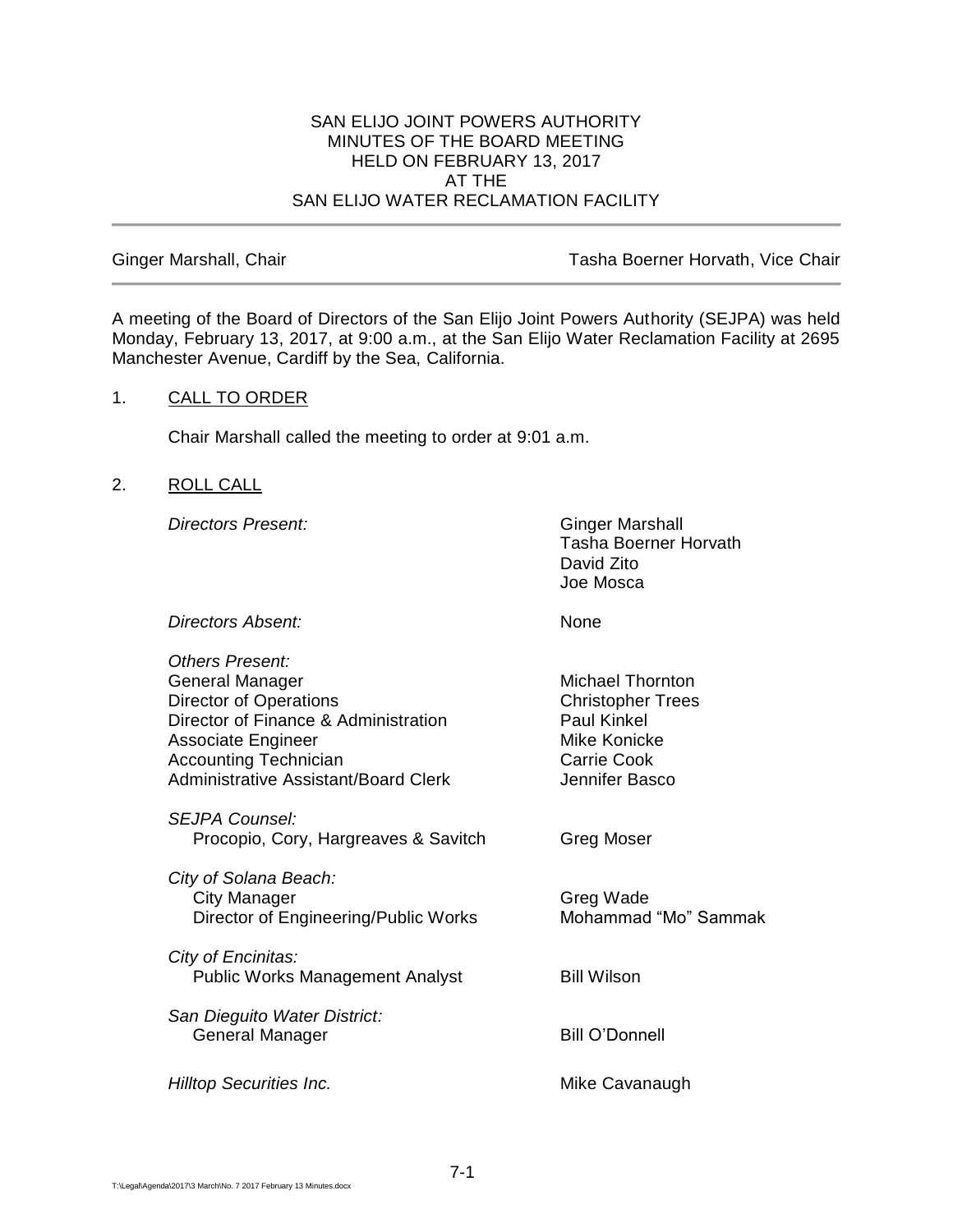# SAN ELIJO JOINT POWERS AUTHORITY
## MINUTES OF THE BOARD MEETING
## HELD ON FEBRUARY 13, 2017
## AT THE
## SAN ELIJO WATER RECLAMATION FACILITY

---

Ginger Marshall, Chair — Tasha Boerner Horvath, Vice Chair

---

A meeting of the Board of Directors of the San Elijo Joint Powers Authority (SEJPA) was held Monday, February 13, 2017, at 9:00 a.m., at the San Elijo Water Reclamation Facility at 2695 Manchester Avenue, Cardiff by the Sea, California.

1. CALL TO ORDER

   Chair Marshall called the meeting to order at 9:01 a.m.

2. ROLL CALL

| | |
|---|---|
| *Directors Present:* | Ginger Marshall |
| | Tasha Boerner Horvath |
| | David Zito |
| | Joe Mosca |
| *Directors Absent:* | None |
| *Others Present:* | |
| General Manager | Michael Thornton |
| Director of Operations | Christopher Trees |
| Director of Finance & Administration | Paul Kinkel |
| Associate Engineer | Mike Konicke |
| Accounting Technician | Carrie Cook |
| Administrative Assistant/Board Clerk | Jennifer Basco |
| *SEJPA Counsel:* | |
| Procopio, Cory, Hargreaves & Savitch | Greg Moser |
| *City of Solana Beach:* | |
| City Manager | Greg Wade |
| Director of Engineering/Public Works | Mohammad "Mo" Sammak |
| *City of Encinitas:* | |
| Public Works Management Analyst | Bill Wilson |
| *San Dieguito Water District:* | |
| General Manager | Bill O'Donnell |
| *Hilltop Securities Inc.* | Mike Cavanaugh |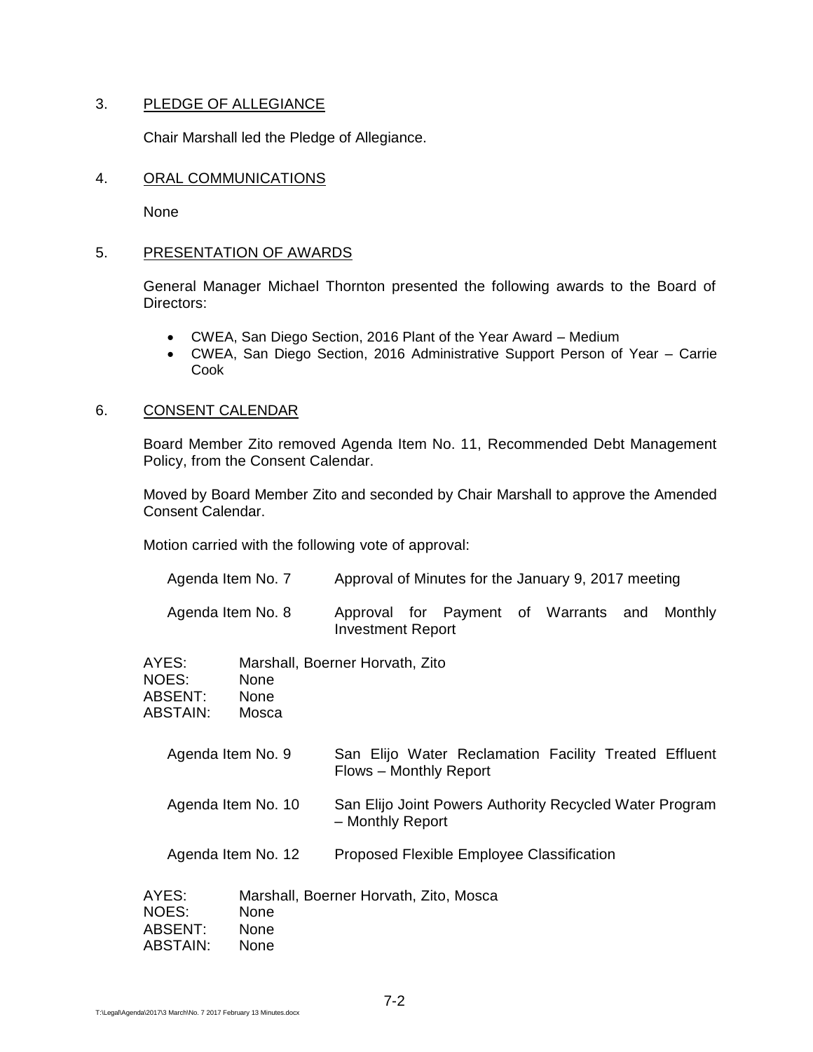## 3. PLEDGE OF ALLEGIANCE

Chair Marshall led the Pledge of Allegiance.

## 4. ORAL COMMUNICATIONS

None

## 5. PRESENTATION OF AWARDS

General Manager Michael Thornton presented the following awards to the Board of Directors:

- CWEA, San Diego Section, 2016 Plant of the Year Award – Medium
- CWEA, San Diego Section, 2016 Administrative Support Person of Year – Carrie Cook

## 6. CONSENT CALENDAR

Board Member Zito removed Agenda Item No. 11, Recommended Debt Management Policy, from the Consent Calendar.

Moved by Board Member Zito and seconded by Chair Marshall to approve the Amended Consent Calendar.

Motion carried with the following vote of approval:

| | |
|---|---|
| Agenda Item No. 7 | Approval of Minutes for the January 9, 2017 meeting |
| Agenda Item No. 8 | Approval for Payment of Warrants and Monthly Investment Report |

AYES: Marshall, Boerner Horvath, Zito
NOES: None
ABSENT: None
ABSTAIN: Mosca

| | |
|---|---|
| Agenda Item No. 9 | San Elijo Water Reclamation Facility Treated Effluent Flows – Monthly Report |
| Agenda Item No. 10 | San Elijo Joint Powers Authority Recycled Water Program – Monthly Report |
| Agenda Item No. 12 | Proposed Flexible Employee Classification |

AYES: Marshall, Boerner Horvath, Zito, Mosca
NOES: None
ABSENT: None
ABSTAIN: None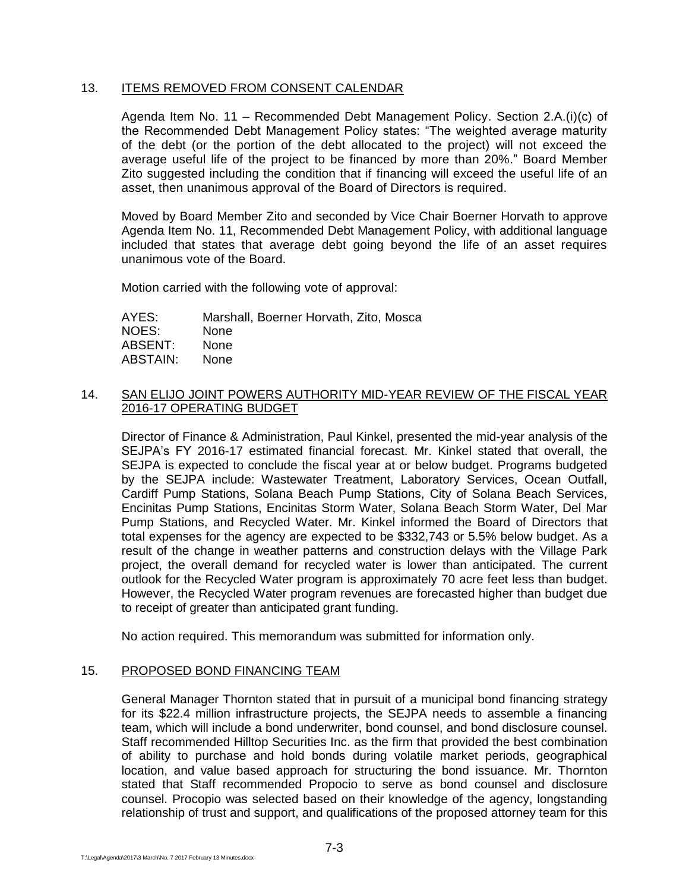13. <u>ITEMS REMOVED FROM CONSENT CALENDAR</u>

Agenda Item No. 11 – Recommended Debt Management Policy. Section 2.A.(i)(c) of the Recommended Debt Management Policy states: "The weighted average maturity of the debt (or the portion of the debt allocated to the project) will not exceed the average useful life of the project to be financed by more than 20%." Board Member Zito suggested including the condition that if financing will exceed the useful life of an asset, then unanimous approval of the Board of Directors is required.

Moved by Board Member Zito and seconded by Vice Chair Boerner Horvath to approve Agenda Item No. 11, Recommended Debt Management Policy, with additional language included that states that average debt going beyond the life of an asset requires unanimous vote of the Board.

Motion carried with the following vote of approval:

AYES: Marshall, Boerner Horvath, Zito, Mosca
NOES: None
ABSENT: None
ABSTAIN: None

14. <u>SAN ELIJO JOINT POWERS AUTHORITY MID-YEAR REVIEW OF THE FISCAL YEAR 2016-17 OPERATING BUDGET</u>

Director of Finance & Administration, Paul Kinkel, presented the mid-year analysis of the SEJPA's FY 2016-17 estimated financial forecast. Mr. Kinkel stated that overall, the SEJPA is expected to conclude the fiscal year at or below budget. Programs budgeted by the SEJPA include: Wastewater Treatment, Laboratory Services, Ocean Outfall, Cardiff Pump Stations, Solana Beach Pump Stations, City of Solana Beach Services, Encinitas Pump Stations, Encinitas Storm Water, Solana Beach Storm Water, Del Mar Pump Stations, and Recycled Water. Mr. Kinkel informed the Board of Directors that total expenses for the agency are expected to be $332,743 or 5.5% below budget. As a result of the change in weather patterns and construction delays with the Village Park project, the overall demand for recycled water is lower than anticipated. The current outlook for the Recycled Water program is approximately 70 acre feet less than budget. However, the Recycled Water program revenues are forecasted higher than budget due to receipt of greater than anticipated grant funding.

No action required. This memorandum was submitted for information only.

15. <u>PROPOSED BOND FINANCING TEAM</u>

General Manager Thornton stated that in pursuit of a municipal bond financing strategy for its $22.4 million infrastructure projects, the SEJPA needs to assemble a financing team, which will include a bond underwriter, bond counsel, and bond disclosure counsel. Staff recommended Hilltop Securities Inc. as the firm that provided the best combination of ability to purchase and hold bonds during volatile market periods, geographical location, and value based approach for structuring the bond issuance. Mr. Thornton stated that Staff recommended Propocio to serve as bond counsel and disclosure counsel. Procopio was selected based on their knowledge of the agency, longstanding relationship of trust and support, and qualifications of the proposed attorney team for this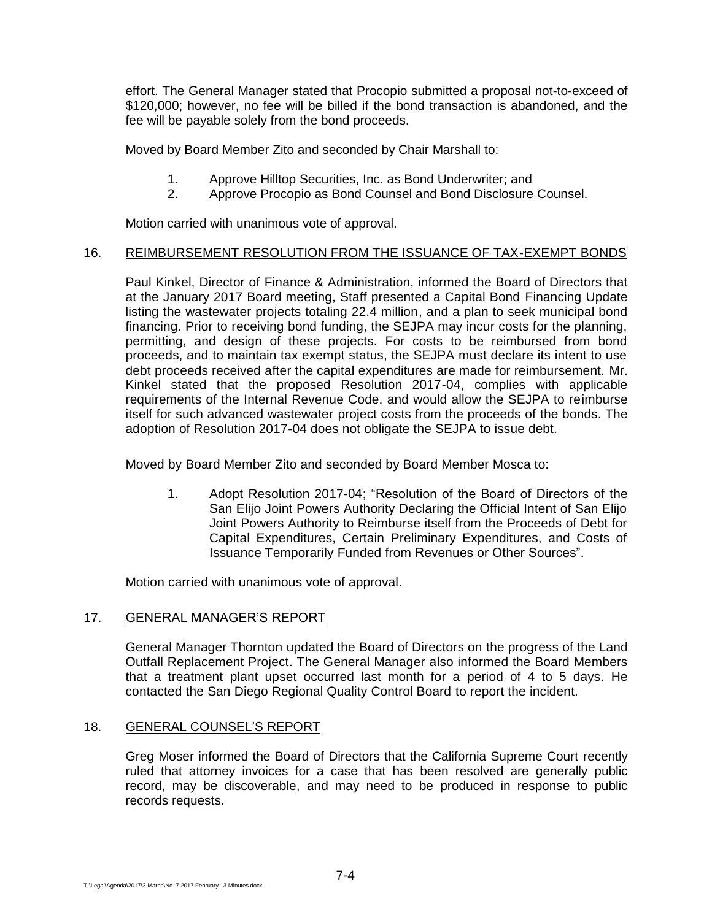effort. The General Manager stated that Procopio submitted a proposal not-to-exceed of $120,000; however, no fee will be billed if the bond transaction is abandoned, and the fee will be payable solely from the bond proceeds.

Moved by Board Member Zito and seconded by Chair Marshall to:

1. Approve Hilltop Securities, Inc. as Bond Underwriter; and
2. Approve Procopio as Bond Counsel and Bond Disclosure Counsel.

Motion carried with unanimous vote of approval.

## 16. REIMBURSEMENT RESOLUTION FROM THE ISSUANCE OF TAX-EXEMPT BONDS

Paul Kinkel, Director of Finance & Administration, informed the Board of Directors that at the January 2017 Board meeting, Staff presented a Capital Bond Financing Update listing the wastewater projects totaling 22.4 million, and a plan to seek municipal bond financing. Prior to receiving bond funding, the SEJPA may incur costs for the planning, permitting, and design of these projects. For costs to be reimbursed from bond proceeds, and to maintain tax exempt status, the SEJPA must declare its intent to use debt proceeds received after the capital expenditures are made for reimbursement. Mr. Kinkel stated that the proposed Resolution 2017-04, complies with applicable requirements of the Internal Revenue Code, and would allow the SEJPA to reimburse itself for such advanced wastewater project costs from the proceeds of the bonds. The adoption of Resolution 2017-04 does not obligate the SEJPA to issue debt.

Moved by Board Member Zito and seconded by Board Member Mosca to:

1. Adopt Resolution 2017-04; "Resolution of the Board of Directors of the San Elijo Joint Powers Authority Declaring the Official Intent of San Elijo Joint Powers Authority to Reimburse itself from the Proceeds of Debt for Capital Expenditures, Certain Preliminary Expenditures, and Costs of Issuance Temporarily Funded from Revenues or Other Sources".

Motion carried with unanimous vote of approval.

## 17. GENERAL MANAGER'S REPORT

General Manager Thornton updated the Board of Directors on the progress of the Land Outfall Replacement Project. The General Manager also informed the Board Members that a treatment plant upset occurred last month for a period of 4 to 5 days. He contacted the San Diego Regional Quality Control Board to report the incident.

## 18. GENERAL COUNSEL'S REPORT

Greg Moser informed the Board of Directors that the California Supreme Court recently ruled that attorney invoices for a case that has been resolved are generally public record, may be discoverable, and may need to be produced in response to public records requests.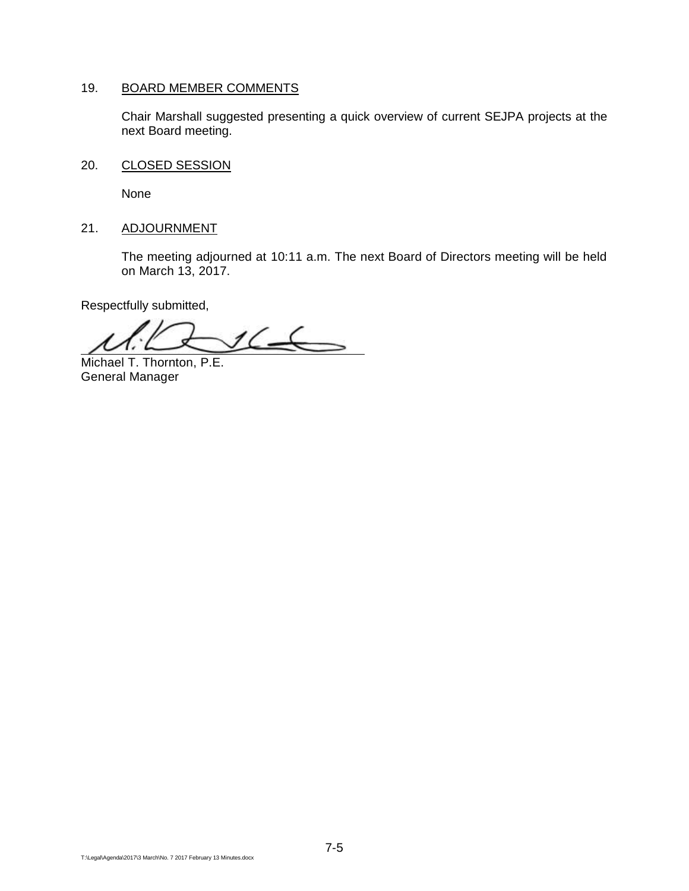19. **BOARD MEMBER COMMENTS**

Chair Marshall suggested presenting a quick overview of current SEJPA projects at the next Board meeting.

20. **CLOSED SESSION**

None

21. **ADJOURNMENT**

The meeting adjourned at 10:11 a.m. The next Board of Directors meeting will be held on March 13, 2017.

Respectfully submitted,

Michael T. Thornton, P.E.
General Manager

T:\Legal\Agenda\2017\3 March\No. 7 2017 February 13 Minutes.docx